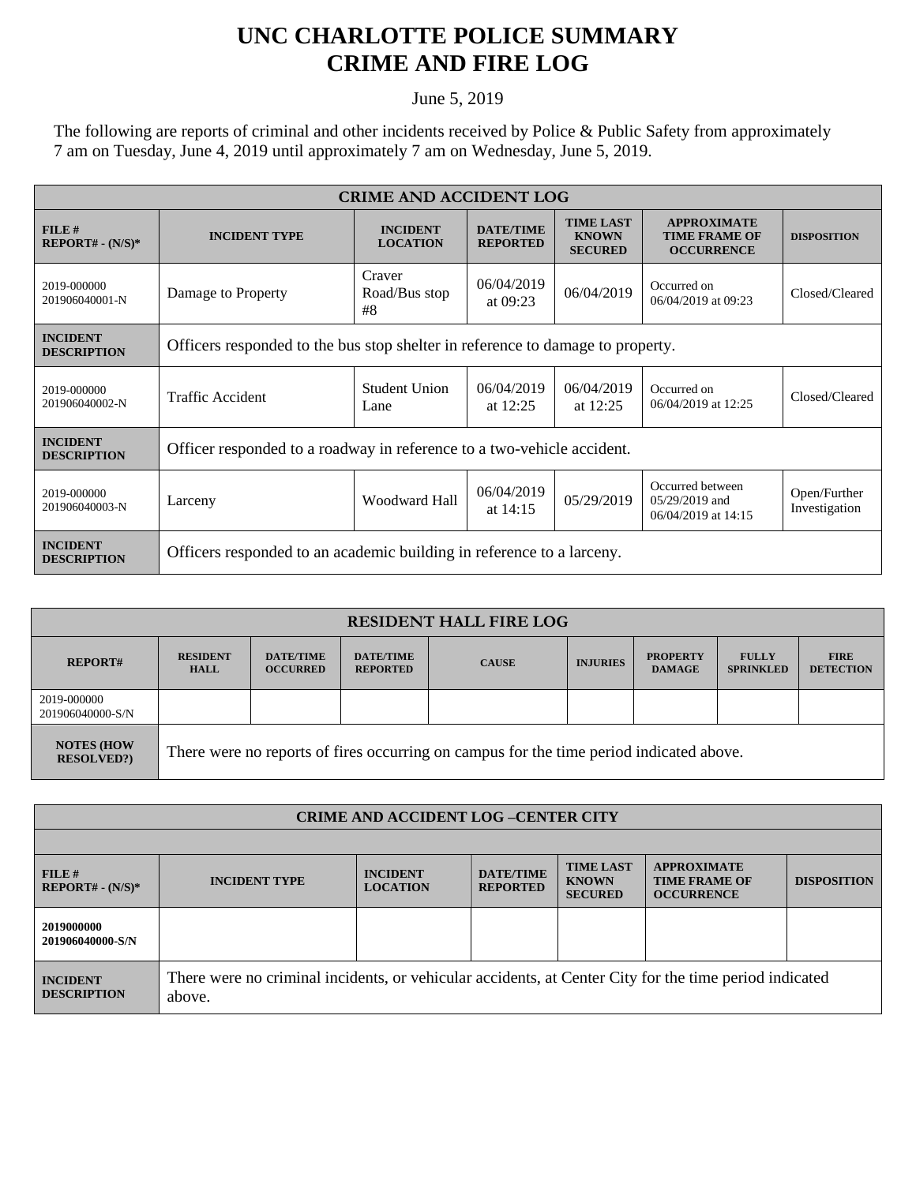# UNC CHARLOTTE POLICE SUMMARY
# CRIME AND FIRE LOG

June 5, 2019

The following are reports of criminal and other incidents received by Police & Public Safety from approximately 7 am on Tuesday, June 4, 2019 until approximately 7 am on Wednesday, June 5, 2019.

| CRIME AND ACCIDENT LOG | | | | | | |
|---|---|---|---|---|---|---|
| **FILE # REPORT# - (N/S)*** | **INCIDENT TYPE** | **INCIDENT LOCATION** | **DATE/TIME REPORTED** | **TIME LAST KNOWN SECURED** | **APPROXIMATE TIME FRAME OF OCCURRENCE** | **DISPOSITION** |
| 2019-000000 201906040001-N | Damage to Property | Craver Road/Bus stop #8 | 06/04/2019 at 09:23 | 06/04/2019 | Occurred on 06/04/2019 at 09:23 | Closed/Cleared |
| **INCIDENT DESCRIPTION** | Officers responded to the bus stop shelter in reference to damage to property. | | | | | |
| 2019-000000 201906040002-N | Traffic Accident | Student Union Lane | 06/04/2019 at 12:25 | 06/04/2019 at 12:25 | Occurred on 06/04/2019 at 12:25 | Closed/Cleared |
| **INCIDENT DESCRIPTION** | Officer responded to a roadway in reference to a two-vehicle accident. | | | | | |
| 2019-000000 201906040003-N | Larceny | Woodward Hall | 06/04/2019 at 14:15 | 05/29/2019 | Occurred between 05/29/2019 and 06/04/2019 at 14:15 | Open/Further Investigation |
| **INCIDENT DESCRIPTION** | Officers responded to an academic building in reference to a larceny. | | | | | |

| RESIDENT HALL FIRE LOG | | | | | | | | |
|---|---|---|---|---|---|---|---|---|
| **REPORT#** | **RESIDENT HALL** | **DATE/TIME OCCURRED** | **DATE/TIME REPORTED** | **CAUSE** | **INJURIES** | **PROPERTY DAMAGE** | **FULLY SPRINKLED** | **FIRE DETECTION** |
| 2019-000000 201906040000-S/N | | | | | | | | |
| **NOTES (HOW RESOLVED?)** | There were no reports of fires occurring on campus for the time period indicated above. | | | | | | | |

| CRIME AND ACCIDENT LOG –CENTER CITY | | | | | | |
|---|---|---|---|---|---|---|
| **FILE # REPORT# - (N/S)*** | **INCIDENT TYPE** | **INCIDENT LOCATION** | **DATE/TIME REPORTED** | **TIME LAST KNOWN SECURED** | **APPROXIMATE TIME FRAME OF OCCURRENCE** | **DISPOSITION** |
| **2019000000 201906040000-S/N** | | | | | | |
| **INCIDENT DESCRIPTION** | There were no criminal incidents, or vehicular accidents, at Center City for the time period indicated above. | | | | | |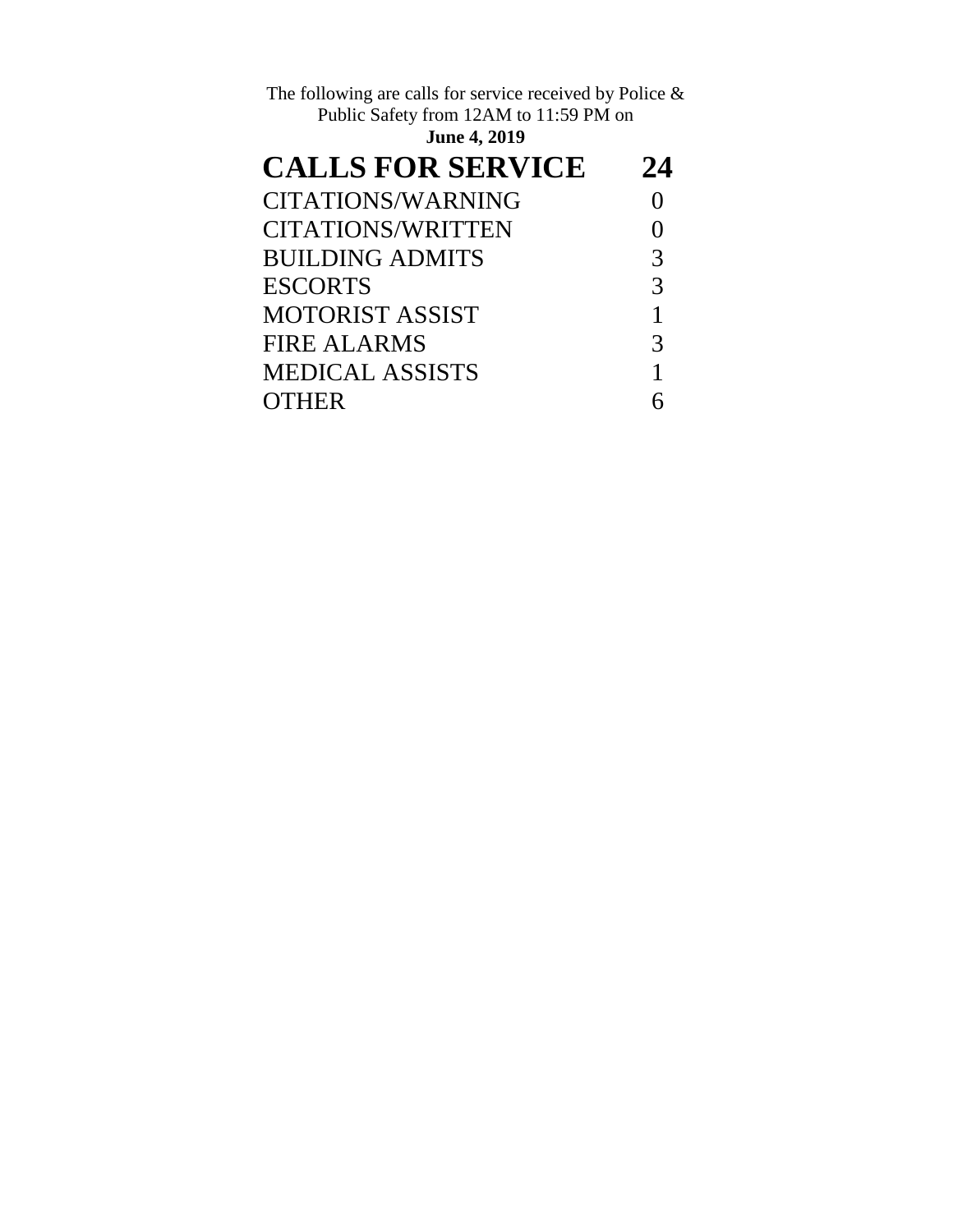The following are calls for service received by Police & Public Safety from 12AM to 11:59 PM on

**June 4, 2019**

| | |
|---|---|
| **CALLS FOR SERVICE** | **24** |
| CITATIONS/WARNING | 0 |
| CITATIONS/WRITTEN | 0 |
| BUILDING ADMITS | 3 |
| ESCORTS | 3 |
| MOTORIST ASSIST | 1 |
| FIRE ALARMS | 3 |
| MEDICAL ASSISTS | 1 |
| OTHER | 6 |